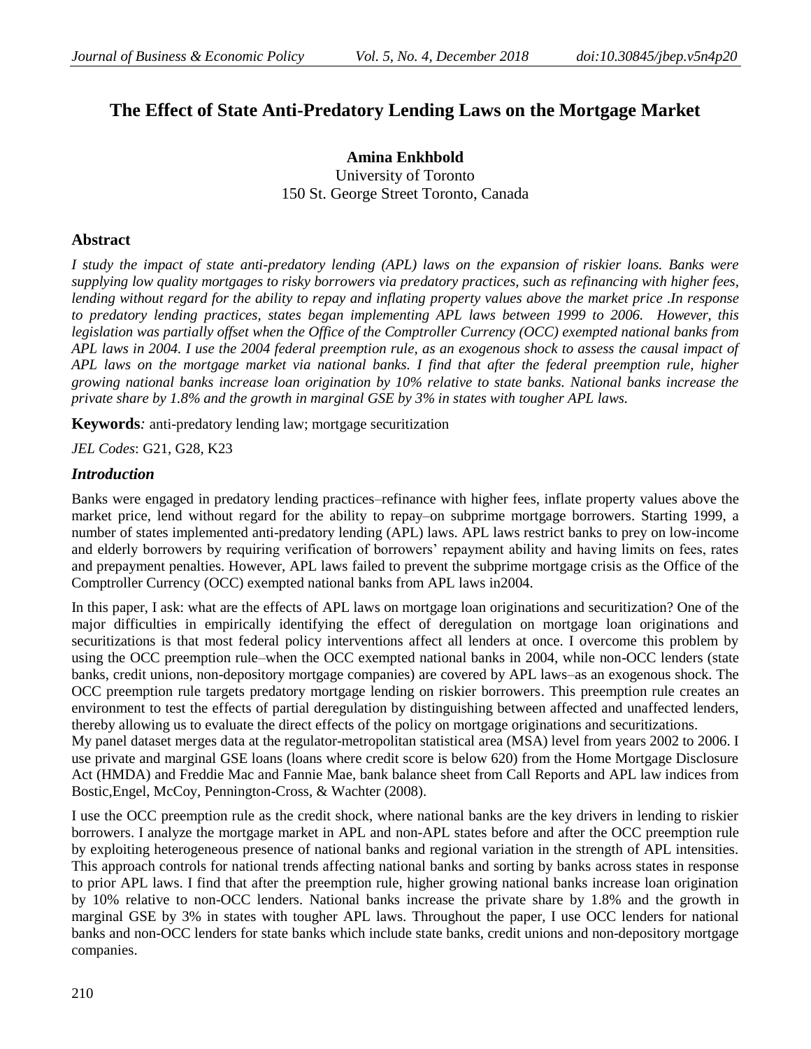# The Effect of State Anti-Predatory Lending Laws on the Mortgage Market

**Amina Enkhbold**
University of Toronto
150 St. George Street Toronto, Canada

## Abstract

*I study the impact of state anti-predatory lending (APL) laws on the expansion of riskier loans. Banks were supplying low quality mortgages to risky borrowers via predatory practices, such as refinancing with higher fees, lending without regard for the ability to repay and inflating property values above the market price .In response to predatory lending practices, states began implementing APL laws between 1999 to 2006. However, this legislation was partially offset when the Office of the Comptroller Currency (OCC) exempted national banks from APL laws in 2004. I use the 2004 federal preemption rule, as an exogenous shock to assess the causal impact of APL laws on the mortgage market via national banks. I find that after the federal preemption rule, higher growing national banks increase loan origination by 10% relative to state banks. National banks increase the private share by 1.8% and the growth in marginal GSE by 3% in states with tougher APL laws.*

**Keywords***:* anti-predatory lending law; mortgage securitization

*JEL Codes*: G21, G28, K23

### *Introduction*

Banks were engaged in predatory lending practices–refinance with higher fees, inflate property values above the market price, lend without regard for the ability to repay–on subprime mortgage borrowers. Starting 1999, a number of states implemented anti-predatory lending (APL) laws. APL laws restrict banks to prey on low-income and elderly borrowers by requiring verification of borrowers' repayment ability and having limits on fees, rates and prepayment penalties. However, APL laws failed to prevent the subprime mortgage crisis as the Office of the Comptroller Currency (OCC) exempted national banks from APL laws in2004.

In this paper, I ask: what are the effects of APL laws on mortgage loan originations and securitization? One of the major difficulties in empirically identifying the effect of deregulation on mortgage loan originations and securitizations is that most federal policy interventions affect all lenders at once. I overcome this problem by using the OCC preemption rule–when the OCC exempted national banks in 2004, while non-OCC lenders (state banks, credit unions, non-depository mortgage companies) are covered by APL laws–as an exogenous shock. The OCC preemption rule targets predatory mortgage lending on riskier borrowers. This preemption rule creates an environment to test the effects of partial deregulation by distinguishing between affected and unaffected lenders, thereby allowing us to evaluate the direct effects of the policy on mortgage originations and securitizations.

My panel dataset merges data at the regulator-metropolitan statistical area (MSA) level from years 2002 to 2006. I use private and marginal GSE loans (loans where credit score is below 620) from the Home Mortgage Disclosure Act (HMDA) and Freddie Mac and Fannie Mae, bank balance sheet from Call Reports and APL law indices from Bostic,Engel, McCoy, Pennington-Cross, & Wachter (2008).

I use the OCC preemption rule as the credit shock, where national banks are the key drivers in lending to riskier borrowers. I analyze the mortgage market in APL and non-APL states before and after the OCC preemption rule by exploiting heterogeneous presence of national banks and regional variation in the strength of APL intensities. This approach controls for national trends affecting national banks and sorting by banks across states in response to prior APL laws. I find that after the preemption rule, higher growing national banks increase loan origination by 10% relative to non-OCC lenders. National banks increase the private share by 1.8% and the growth in marginal GSE by 3% in states with tougher APL laws. Throughout the paper, I use OCC lenders for national banks and non-OCC lenders for state banks which include state banks, credit unions and non-depository mortgage companies.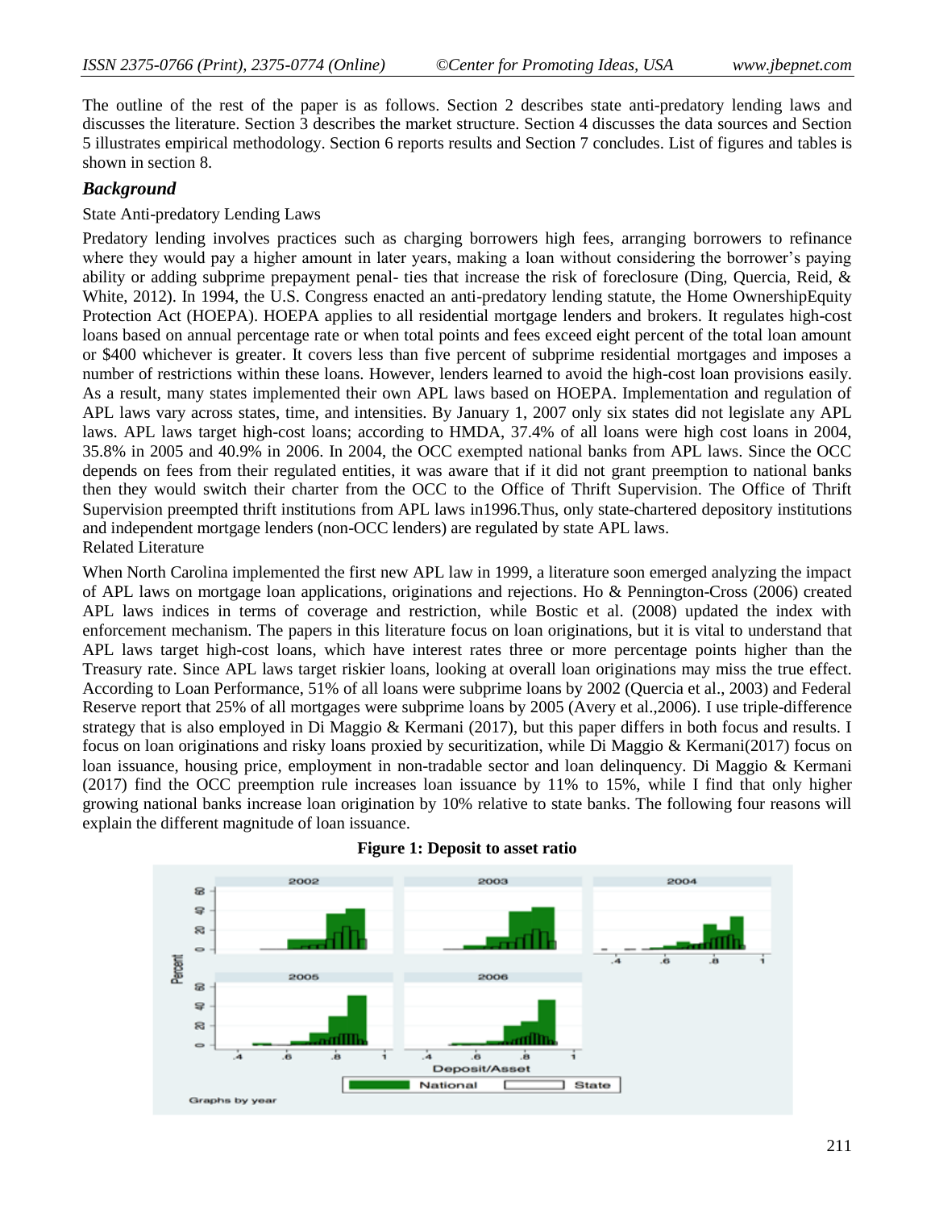The outline of the rest of the paper is as follows. Section 2 describes state anti-predatory lending laws and discusses the literature. Section 3 describes the market structure. Section 4 discusses the data sources and Section 5 illustrates empirical methodology. Section 6 reports results and Section 7 concludes. List of figures and tables is shown in section 8.

## *Background*

State Anti-predatory Lending Laws

Predatory lending involves practices such as charging borrowers high fees, arranging borrowers to refinance where they would pay a higher amount in later years, making a loan without considering the borrower's paying ability or adding subprime prepayment penal- ties that increase the risk of foreclosure (Ding, Quercia, Reid, & White, 2012). In 1994, the U.S. Congress enacted an anti-predatory lending statute, the Home OwnershipEquity Protection Act (HOEPA). HOEPA applies to all residential mortgage lenders and brokers. It regulates high-cost loans based on annual percentage rate or when total points and fees exceed eight percent of the total loan amount or $400 whichever is greater. It covers less than five percent of subprime residential mortgages and imposes a number of restrictions within these loans. However, lenders learned to avoid the high-cost loan provisions easily. As a result, many states implemented their own APL laws based on HOEPA. Implementation and regulation of APL laws vary across states, time, and intensities. By January 1, 2007 only six states did not legislate any APL laws. APL laws target high-cost loans; according to HMDA, 37.4% of all loans were high cost loans in 2004, 35.8% in 2005 and 40.9% in 2006. In 2004, the OCC exempted national banks from APL laws. Since the OCC depends on fees from their regulated entities, it was aware that if it did not grant preemption to national banks then they would switch their charter from the OCC to the Office of Thrift Supervision. The Office of Thrift Supervision preempted thrift institutions from APL laws in1996.Thus, only state-chartered depository institutions and independent mortgage lenders (non-OCC lenders) are regulated by state APL laws.

Related Literature

When North Carolina implemented the first new APL law in 1999, a literature soon emerged analyzing the impact of APL laws on mortgage loan applications, originations and rejections. Ho & Pennington-Cross (2006) created APL laws indices in terms of coverage and restriction, while Bostic et al. (2008) updated the index with enforcement mechanism. The papers in this literature focus on loan originations, but it is vital to understand that APL laws target high-cost loans, which have interest rates three or more percentage points higher than the Treasury rate. Since APL laws target riskier loans, looking at overall loan originations may miss the true effect. According to Loan Performance, 51% of all loans were subprime loans by 2002 (Quercia et al., 2003) and Federal Reserve report that 25% of all mortgages were subprime loans by 2005 (Avery et al.,2006). I use triple-difference strategy that is also employed in Di Maggio & Kermani (2017), but this paper differs in both focus and results. I focus on loan originations and risky loans proxied by securitization, while Di Maggio & Kermani(2017) focus on loan issuance, housing price, employment in non-tradable sector and loan delinquency. Di Maggio & Kermani (2017) find the OCC preemption rule increases loan issuance by 11% to 15%, while I find that only higher growing national banks increase loan origination by 10% relative to state banks. The following four reasons will explain the different magnitude of loan issuance.

**Figure 1: Deposit to asset ratio**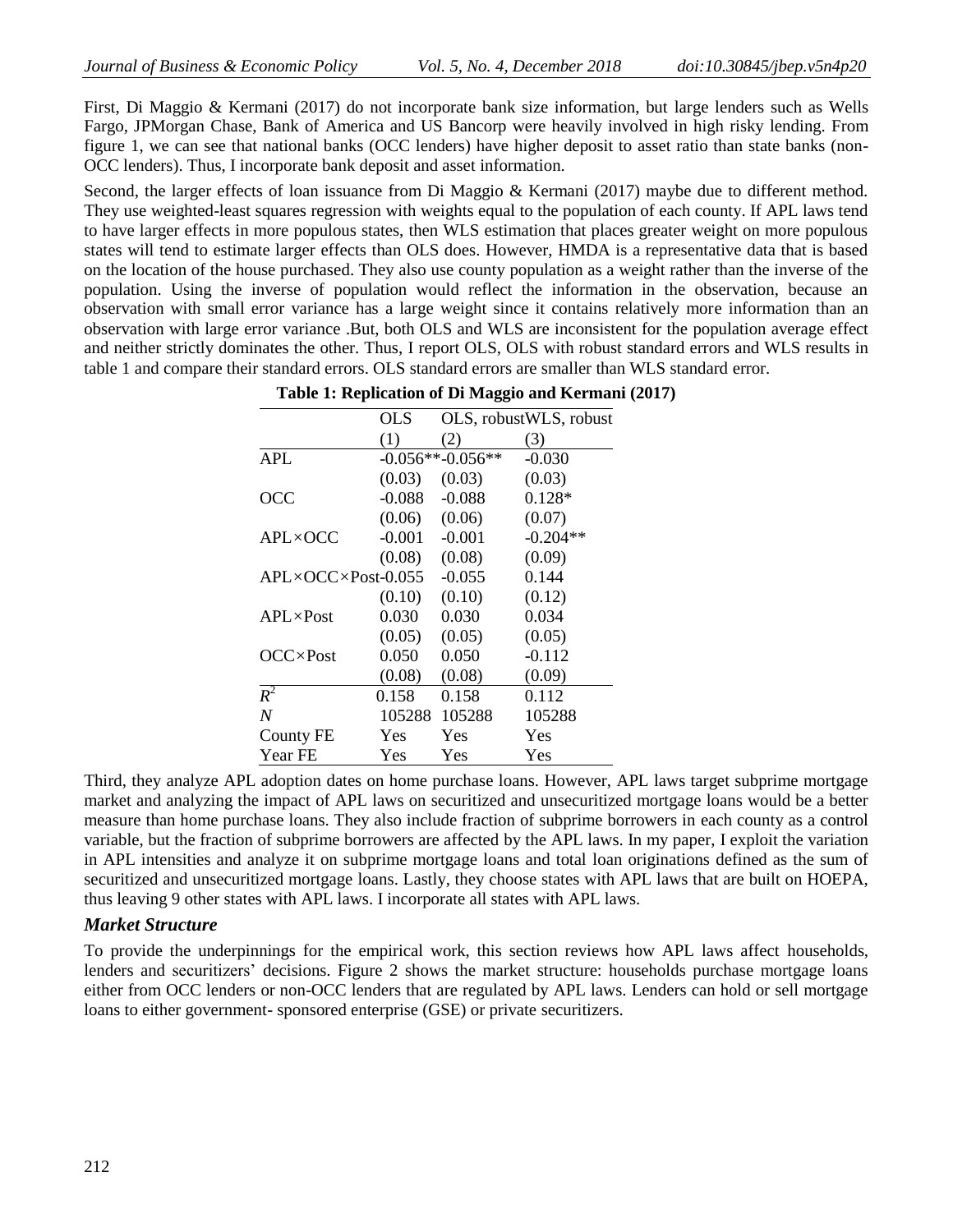First, Di Maggio & Kermani (2017) do not incorporate bank size information, but large lenders such as Wells Fargo, JPMorgan Chase, Bank of America and US Bancorp were heavily involved in high risky lending. From figure 1, we can see that national banks (OCC lenders) have higher deposit to asset ratio than state banks (non-OCC lenders). Thus, I incorporate bank deposit and asset information.

Second, the larger effects of loan issuance from Di Maggio & Kermani (2017) maybe due to different method. They use weighted-least squares regression with weights equal to the population of each county. If APL laws tend to have larger effects in more populous states, then WLS estimation that places greater weight on more populous states will tend to estimate larger effects than OLS does. However, HMDA is a representative data that is based on the location of the house purchased. They also use county population as a weight rather than the inverse of the population. Using the inverse of population would reflect the information in the observation, because an observation with small error variance has a large weight since it contains relatively more information than an observation with large error variance .But, both OLS and WLS are inconsistent for the population average effect and neither strictly dominates the other. Thus, I report OLS, OLS with robust standard errors and WLS results in table 1 and compare their standard errors. OLS standard errors are smaller than WLS standard error.

**Table 1: Replication of Di Maggio and Kermani (2017)**

| | OLS | OLS, robust | WLS, robust |
|---|---|---|---|
| | (1) | (2) | (3) |
| APL | -0.056** | -0.056** | -0.030 |
| | (0.03) | (0.03) | (0.03) |
| OCC | -0.088 | -0.088 | 0.128* |
| | (0.06) | (0.06) | (0.07) |
| APL×OCC | -0.001 | -0.001 | -0.204** |
| | (0.08) | (0.08) | (0.09) |
| APL×OCC×Post | -0.055 | -0.055 | 0.144 |
| | (0.10) | (0.10) | (0.12) |
| APL×Post | 0.030 | 0.030 | 0.034 |
| | (0.05) | (0.05) | (0.05) |
| OCC×Post | 0.050 | 0.050 | -0.112 |
| | (0.08) | (0.08) | (0.09) |
| $R^2$ | 0.158 | 0.158 | 0.112 |
| $N$ | 105288 | 105288 | 105288 |
| County FE | Yes | Yes | Yes |
| Year FE | Yes | Yes | Yes |

Third, they analyze APL adoption dates on home purchase loans. However, APL laws target subprime mortgage market and analyzing the impact of APL laws on securitized and unsecuritized mortgage loans would be a better measure than home purchase loans. They also include fraction of subprime borrowers in each county as a control variable, but the fraction of subprime borrowers are affected by the APL laws. In my paper, I exploit the variation in APL intensities and analyze it on subprime mortgage loans and total loan originations defined as the sum of securitized and unsecuritized mortgage loans. Lastly, they choose states with APL laws that are built on HOEPA, thus leaving 9 other states with APL laws. I incorporate all states with APL laws.

### *Market Structure*

To provide the underpinnings for the empirical work, this section reviews how APL laws affect households, lenders and securitizers' decisions. Figure 2 shows the market structure: households purchase mortgage loans either from OCC lenders or non-OCC lenders that are regulated by APL laws. Lenders can hold or sell mortgage loans to either government- sponsored enterprise (GSE) or private securitizers.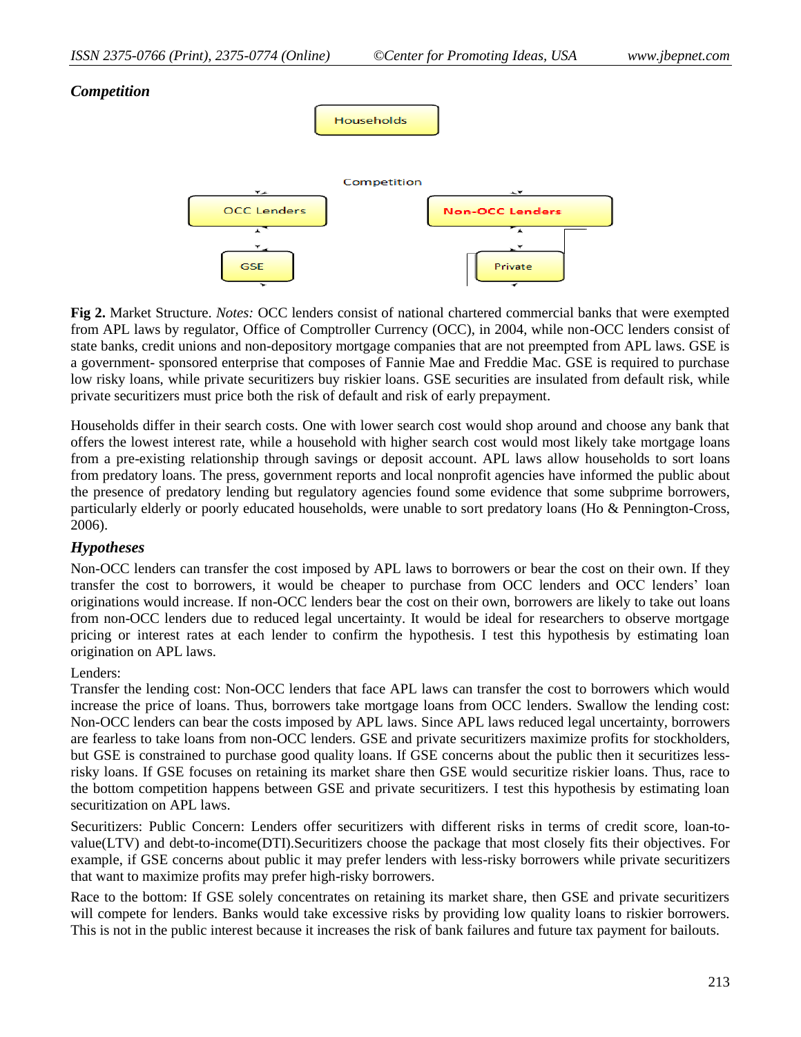### *Competition*

Fig 2. Market Structure. *Notes:* OCC lenders consist of national chartered commercial banks that were exempted from APL laws by regulator, Office of Comptroller Currency (OCC), in 2004, while non-OCC lenders consist of state banks, credit unions and non-depository mortgage companies that are not preempted from APL laws. GSE is a government- sponsored enterprise that composes of Fannie Mae and Freddie Mac. GSE is required to purchase low risky loans, while private securitizers buy riskier loans. GSE securities are insulated from default risk, while private securitizers must price both the risk of default and risk of early prepayment.

Households differ in their search costs. One with lower search cost would shop around and choose any bank that offers the lowest interest rate, while a household with higher search cost would most likely take mortgage loans from a pre-existing relationship through savings or deposit account. APL laws allow households to sort loans from predatory loans. The press, government reports and local nonprofit agencies have informed the public about the presence of predatory lending but regulatory agencies found some evidence that some subprime borrowers, particularly elderly or poorly educated households, were unable to sort predatory loans (Ho & Pennington-Cross, 2006).

### *Hypotheses*

Non-OCC lenders can transfer the cost imposed by APL laws to borrowers or bear the cost on their own. If they transfer the cost to borrowers, it would be cheaper to purchase from OCC lenders and OCC lenders' loan originations would increase. If non-OCC lenders bear the cost on their own, borrowers are likely to take out loans from non-OCC lenders due to reduced legal uncertainty. It would be ideal for researchers to observe mortgage pricing or interest rates at each lender to confirm the hypothesis. I test this hypothesis by estimating loan origination on APL laws.

Lenders:

Transfer the lending cost: Non-OCC lenders that face APL laws can transfer the cost to borrowers which would increase the price of loans. Thus, borrowers take mortgage loans from OCC lenders. Swallow the lending cost: Non-OCC lenders can bear the costs imposed by APL laws. Since APL laws reduced legal uncertainty, borrowers are fearless to take loans from non-OCC lenders. GSE and private securitizers maximize profits for stockholders, but GSE is constrained to purchase good quality loans. If GSE concerns about the public then it securitizes less-risky loans. If GSE focuses on retaining its market share then GSE would securitize riskier loans. Thus, race to the bottom competition happens between GSE and private securitizers. I test this hypothesis by estimating loan securitization on APL laws.

Securitizers: Public Concern: Lenders offer securitizers with different risks in terms of credit score, loan-to-value(LTV) and debt-to-income(DTI).Securitizers choose the package that most closely fits their objectives. For example, if GSE concerns about public it may prefer lenders with less-risky borrowers while private securitizers that want to maximize profits may prefer high-risky borrowers.

Race to the bottom: If GSE solely concentrates on retaining its market share, then GSE and private securitizers will compete for lenders. Banks would take excessive risks by providing low quality loans to riskier borrowers. This is not in the public interest because it increases the risk of bank failures and future tax payment for bailouts.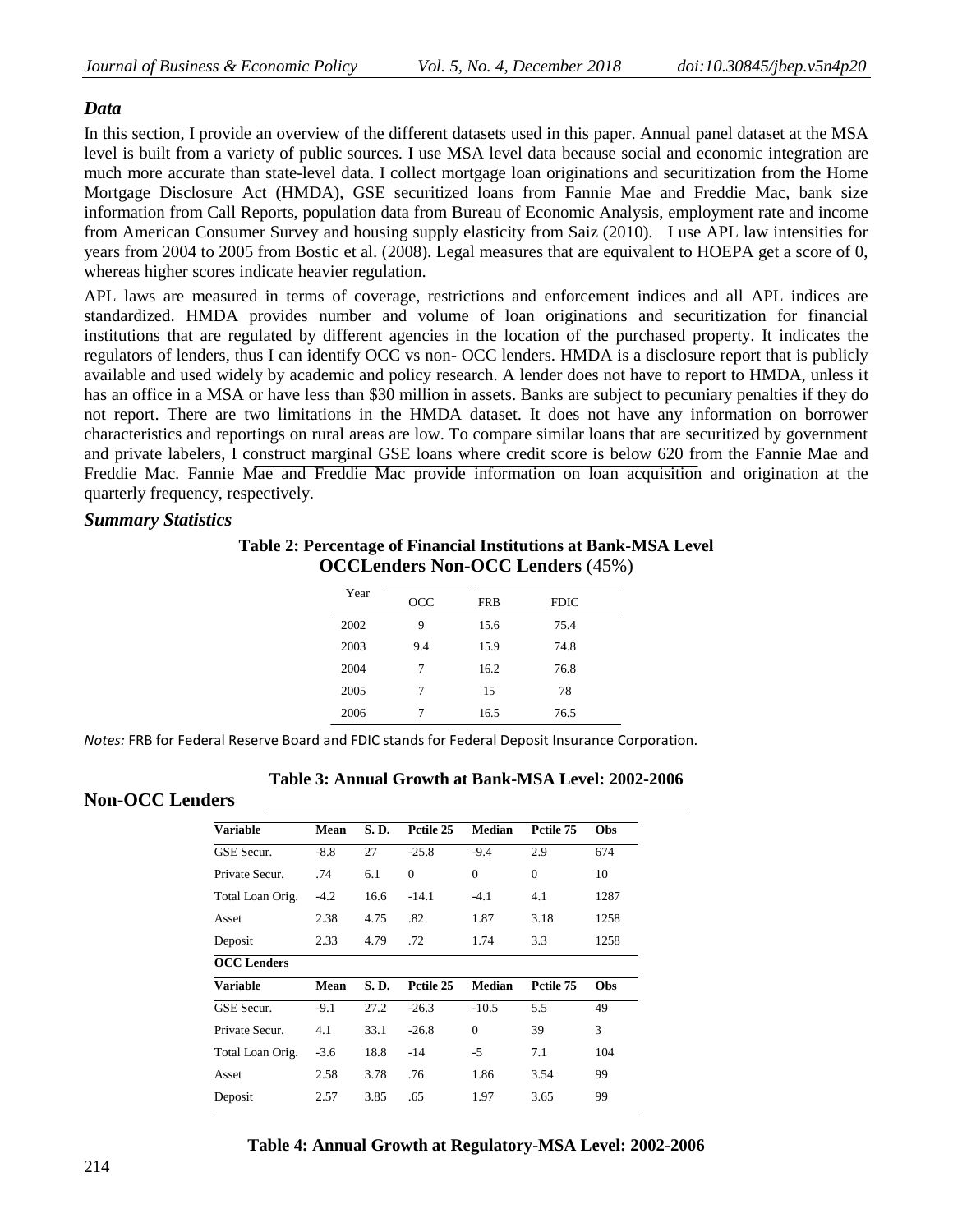### *Data*

In this section, I provide an overview of the different datasets used in this paper. Annual panel dataset at the MSA level is built from a variety of public sources. I use MSA level data because social and economic integration are much more accurate than state-level data. I collect mortgage loan originations and securitization from the Home Mortgage Disclosure Act (HMDA), GSE securitized loans from Fannie Mae and Freddie Mac, bank size information from Call Reports, population data from Bureau of Economic Analysis, employment rate and income from American Consumer Survey and housing supply elasticity from Saiz (2010). I use APL law intensities for years from 2004 to 2005 from Bostic et al. (2008). Legal measures that are equivalent to HOEPA get a score of 0, whereas higher scores indicate heavier regulation.

APL laws are measured in terms of coverage, restrictions and enforcement indices and all APL indices are standardized. HMDA provides number and volume of loan originations and securitization for financial institutions that are regulated by different agencies in the location of the purchased property. It indicates the regulators of lenders, thus I can identify OCC vs non- OCC lenders. HMDA is a disclosure report that is publicly available and used widely by academic and policy research. A lender does not have to report to HMDA, unless it has an office in a MSA or have less than $30 million in assets. Banks are subject to pecuniary penalties if they do not report. There are two limitations in the HMDA dataset. It does not have any information on borrower characteristics and reportings on rural areas are low. To compare similar loans that are securitized by government and private labelers, I construct marginal GSE loans where credit score is below 620 from the Fannie Mae and Freddie Mac. Fannie Mae and Freddie Mac provide information on loan acquisition and origination at the quarterly frequency, respectively.

### *Summary Statistics*

**Table 2: Percentage of Financial Institutions at Bank-MSA Level**

| Year | OCCLenders | Non-OCC Lenders (45%) | |
|---|---|---|---|
| | OCC | FRB | FDIC |
| 2002 | 9 | 15.6 | 75.4 |
| 2003 | 9.4 | 15.9 | 74.8 |
| 2004 | 7 | 16.2 | 76.8 |
| 2005 | 7 | 15 | 78 |
| 2006 | 7 | 16.5 | 76.5 |

*Notes:* FRB for Federal Reserve Board and FDIC stands for Federal Deposit Insurance Corporation.

**Table 3: Annual Growth at Bank-MSA Level: 2002-2006**

**Non-OCC Lenders**

| Variable | Mean | S. D. | Pctile 25 | Median | Pctile 75 | Obs |
|---|---|---|---|---|---|---|
| GSE Secur. | -8.8 | 27 | -25.8 | -9.4 | 2.9 | 674 |
| Private Secur. | .74 | 6.1 | 0 | 0 | 0 | 10 |
| Total Loan Orig. | -4.2 | 16.6 | -14.1 | -4.1 | 4.1 | 1287 |
| Asset | 2.38 | 4.75 | .82 | 1.87 | 3.18 | 1258 |
| Deposit | 2.33 | 4.79 | .72 | 1.74 | 3.3 | 1258 |
| **OCC Lenders** | | | | | | |
| **Variable** | **Mean** | **S. D.** | **Pctile 25** | **Median** | **Pctile 75** | **Obs** |
| GSE Secur. | -9.1 | 27.2 | -26.3 | -10.5 | 5.5 | 49 |
| Private Secur. | 4.1 | 33.1 | -26.8 | 0 | 39 | 3 |
| Total Loan Orig. | -3.6 | 18.8 | -14 | -5 | 7.1 | 104 |
| Asset | 2.58 | 3.78 | .76 | 1.86 | 3.54 | 99 |
| Deposit | 2.57 | 3.85 | .65 | 1.97 | 3.65 | 99 |

**Table 4: Annual Growth at Regulatory-MSA Level: 2002-2006**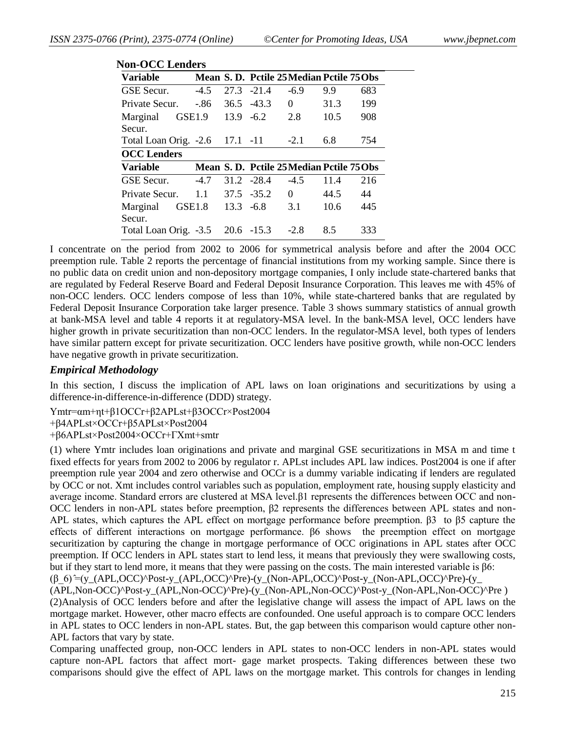**Non-OCC Lenders**

| Variable | Mean | S. D. | Pctile 25 | Median | Pctile 75 | Obs |
|---|---|---|---|---|---|---|
| GSE Secur. | -4.5 | 27.3 | -21.4 | -6.9 | 9.9 | 683 |
| Private Secur. | -.86 | 36.5 | -43.3 | 0 | 31.3 | 199 |
| Marginal GSE Secur. | 1.9 | 13.9 | -6.2 | 2.8 | 10.5 | 908 |
| Total Loan Orig. | -2.6 | 17.1 | -11 | -2.1 | 6.8 | 754 |

**OCC Lenders**

| Variable | Mean | S. D. | Pctile 25 | Median | Pctile 75 | Obs |
|---|---|---|---|---|---|---|
| GSE Secur. | -4.7 | 31.2 | -28.4 | -4.5 | 11.4 | 216 |
| Private Secur. | 1.1 | 37.5 | -35.2 | 0 | 44.5 | 44 |
| Marginal GSE Secur. | 1.8 | 13.3 | -6.8 | 3.1 | 10.6 | 445 |
| Total Loan Orig. | -3.5 | 20.6 | -15.3 | -2.8 | 8.5 | 333 |

I concentrate on the period from 2002 to 2006 for symmetrical analysis before and after the 2004 OCC preemption rule. Table 2 reports the percentage of financial institutions from my working sample. Since there is no public data on credit union and non-depository mortgage companies, I only include state-chartered banks that are regulated by Federal Reserve Board and Federal Deposit Insurance Corporation. This leaves me with 45% of non-OCC lenders. OCC lenders compose of less than 10%, while state-chartered banks that are regulated by Federal Deposit Insurance Corporation take larger presence. Table 3 shows summary statistics of annual growth at bank-MSA level and table 4 reports it at regulatory-MSA level. In the bank-MSA level, OCC lenders have higher growth in private securitization than non-OCC lenders. In the regulator-MSA level, both types of lenders have similar pattern except for private securitization. OCC lenders have positive growth, while non-OCC lenders have negative growth in private securitization.

### *Empirical Methodology*

In this section, I discuss the implication of APL laws on loan originations and securitizations by using a difference-in-difference-in-difference (DDD) strategy.

$$Y_{mtr}=\alpha_m+\eta_t+\beta_1 OCC_r+\beta_2 APL_{st}+\beta_3 OCC_r\times Post2004 +\beta_4 APL_{st}\times OCC_r+\beta_5 APL_{st}\times Post2004 +\beta_6 APL_{st}\times Post2004\times OCC_r+\Gamma X_{mt}+\varepsilon_{mtr}$$

(1) where $Y_{mtr}$ includes loan originations and private and marginal GSE securitizations in MSA m and time t fixed effects for years from 2002 to 2006 by regulator r. $APL_{st}$ includes APL law indices. Post2004 is one if after preemption rule year 2004 and zero otherwise and $OCC_r$ is a dummy variable indicating if lenders are regulated by OCC or not. $X_{mt}$ includes control variables such as population, employment rate, housing supply elasticity and average income. Standard errors are clustered at MSA level. $\beta_1$ represents the differences between OCC and non-OCC lenders in non-APL states before preemption, $\beta_2$ represents the differences between APL states and non-APL states, which captures the APL effect on mortgage performance before preemption. $\beta_3$ to $\beta_5$ capture the effects of different interactions on mortgage performance. $\beta_6$ shows the preemption effect on mortgage securitization by capturing the change in mortgage performance of OCC originations in APL states after OCC preemption. If OCC lenders in APL states start to lend less, it means that previously they were swallowing costs, but if they start to lend more, it means that they were passing on the costs. The main interested variable is $\beta_6$:

$$\hat{\beta_6}=(y_{(APL,OCC)}^{Post}-y_{(APL,OCC)}^{Pre})-(y_{(Non\text{-}APL,OCC)}^{Post}-y_{(Non\text{-}APL,OCC)}^{Pre})-(y_{(APL,Non\text{-}OCC)}^{Post}-y_{(APL,Non\text{-}OCC)}^{Pre})-(y_{(Non\text{-}APL,Non\text{-}OCC)}^{Post}-y_{(Non\text{-}APL,Non\text{-}OCC)}^{Pre})$$

(2)Analysis of OCC lenders before and after the legislative change will assess the impact of APL laws on the mortgage market. However, other macro effects are confounded. One useful approach is to compare OCC lenders in APL states to OCC lenders in non-APL states. But, the gap between this comparison would capture other non-APL factors that vary by state.

Comparing unaffected group, non-OCC lenders in APL states to non-OCC lenders in non-APL states would capture non-APL factors that affect mort- gage market prospects. Taking differences between these two comparisons should give the effect of APL laws on the mortgage market. This controls for changes in lending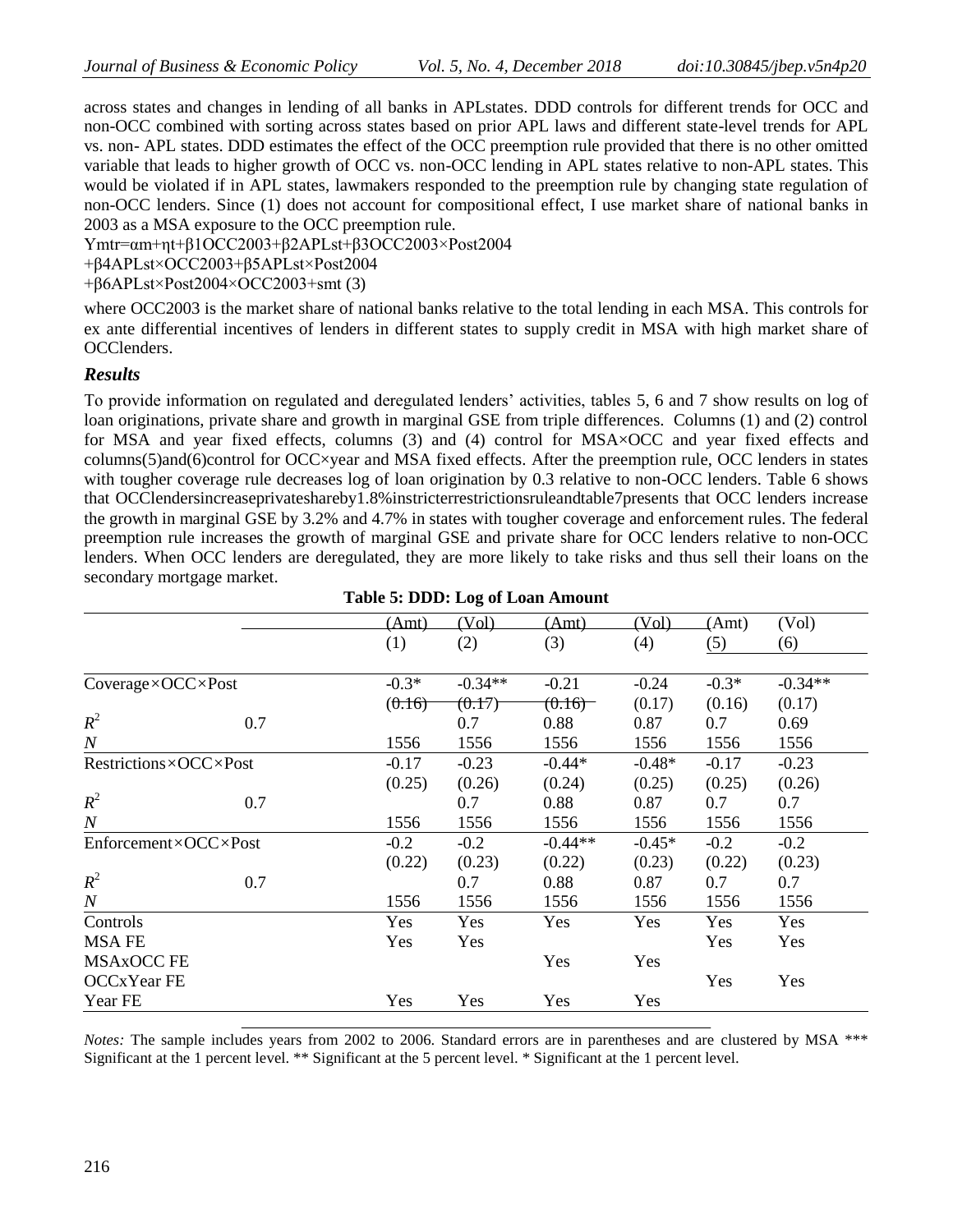across states and changes in lending of all banks in APLstates. DDD controls for different trends for OCC and non-OCC combined with sorting across states based on prior APL laws and different state-level trends for APL vs. non- APL states. DDD estimates the effect of the OCC preemption rule provided that there is no other omitted variable that leads to higher growth of OCC vs. non-OCC lending in APL states relative to non-APL states. This would be violated if in APL states, lawmakers responded to the preemption rule by changing state regulation of non-OCC lenders. Since (1) does not account for compositional effect, I use market share of national banks in 2003 as a MSA exposure to the OCC preemption rule.

$$Y_{mtr}=\alpha_m+\eta_t+\beta_1 OCC2003+\beta_2 APL_{st}+\beta_3 OCC2003\times Post2004$$
$$+\beta_4 APL_{st}\times OCC2003+\beta_5 APL_{st}\times Post2004$$
$$+\beta_6 APL_{st}\times Post2004\times OCC2003+s_{mt} \quad (3)$$

where OCC2003 is the market share of national banks relative to the total lending in each MSA. This controls for ex ante differential incentives of lenders in different states to supply credit in MSA with high market share of OCClenders.

### *Results*

To provide information on regulated and deregulated lenders' activities, tables 5, 6 and 7 show results on log of loan originations, private share and growth in marginal GSE from triple differences. Columns (1) and (2) control for MSA and year fixed effects, columns (3) and (4) control for MSA×OCC and year fixed effects and columns(5)and(6)control for OCC×year and MSA fixed effects. After the preemption rule, OCC lenders in states with tougher coverage rule decreases log of loan origination by 0.3 relative to non-OCC lenders. Table 6 shows that OCClendersincreaseprivateshareby1.8%instricterrestrictionsruleandtable7presents that OCC lenders increase the growth in marginal GSE by 3.2% and 4.7% in states with tougher coverage and enforcement rules. The federal preemption rule increases the growth of marginal GSE and private share for OCC lenders relative to non-OCC lenders. When OCC lenders are deregulated, they are more likely to take risks and thus sell their loans on the secondary mortgage market.

**Table 5: DDD: Log of Loan Amount**

| | | (Amt) | (Vol) | (Amt) | (Vol) | (Amt) | (Vol) |
|---|---|---|---|---|---|---|---|
| | | (1) | (2) | (3) | (4) | (5) | (6) |
| Coverage×OCC×Post | | -0.3* | -0.34** | -0.21 | -0.24 | -0.3* | -0.34** |
| | | (0.16) | (0.17) | (0.16) | (0.17) | (0.16) | (0.17) |
| $R^2$ | 0.7 | | 0.7 | 0.88 | 0.87 | 0.7 | 0.69 |
| $N$ | | 1556 | 1556 | 1556 | 1556 | 1556 | 1556 |
| Restrictions×OCC×Post | | -0.17 | -0.23 | -0.44* | -0.48* | -0.17 | -0.23 |
| | | (0.25) | (0.26) | (0.24) | (0.25) | (0.25) | (0.26) |
| $R^2$ | 0.7 | | 0.7 | 0.88 | 0.87 | 0.7 | 0.7 |
| $N$ | | 1556 | 1556 | 1556 | 1556 | 1556 | 1556 |
| Enforcement×OCC×Post | | -0.2 | -0.2 | -0.44** | -0.45* | -0.2 | -0.2 |
| | | (0.22) | (0.23) | (0.22) | (0.23) | (0.22) | (0.23) |
| $R^2$ | 0.7 | | 0.7 | 0.88 | 0.87 | 0.7 | 0.7 |
| $N$ | | 1556 | 1556 | 1556 | 1556 | 1556 | 1556 |
| Controls | | Yes | Yes | Yes | Yes | Yes | Yes |
| MSA FE | | Yes | Yes | | | Yes | Yes |
| MSAxOCC FE | | | | Yes | Yes | | |
| OCCxYear FE | | | | | | Yes | Yes |
| Year FE | | Yes | Yes | Yes | Yes | | |

*Notes:* The sample includes years from 2002 to 2006. Standard errors are in parentheses and are clustered by MSA *** Significant at the 1 percent level. ** Significant at the 5 percent level. * Significant at the 1 percent level.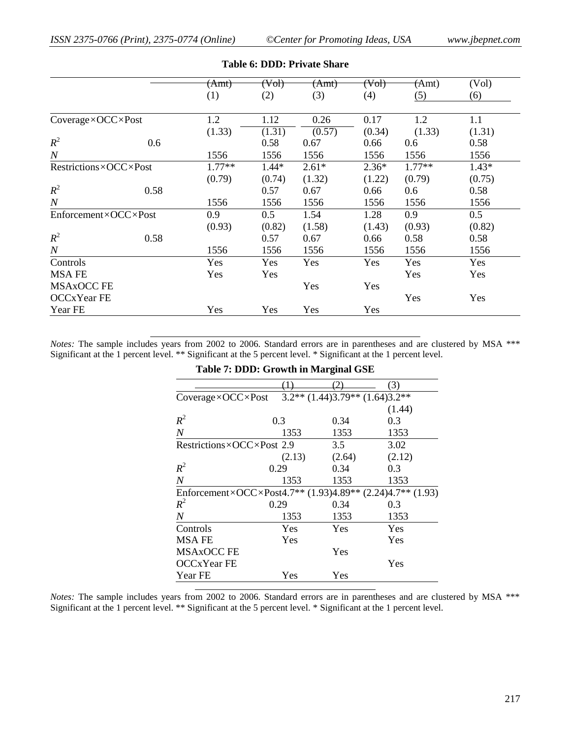**Table 6: DDD: Private Share**

| | (Amt) | (Vol) | (Amt) | (Vol) | (Amt) | (Vol) |
|---|---|---|---|---|---|---|
| | (1) | (2) | (3) | (4) | (5) | (6) |
| Coverage×OCC×Post | 1.2 | 1.12 | 0.26 | 0.17 | 1.2 | 1.1 |
| | (1.33) | (1.31) | (0.57) | (0.34) | (1.33) | (1.31) |
| $R^2$ | 0.6 | 0.58 | 0.67 | 0.66 | 0.6 | 0.58 |
| $N$ | 1556 | 1556 | 1556 | 1556 | 1556 | 1556 |
| Restrictions×OCC×Post | 1.77** | 1.44* | 2.61* | 2.36* | 1.77** | 1.43* |
| | (0.79) | (0.74) | (1.32) | (1.22) | (0.79) | (0.75) |
| $R^2$ | 0.58 | 0.57 | 0.67 | 0.66 | 0.6 | 0.58 |
| $N$ | 1556 | 1556 | 1556 | 1556 | 1556 | 1556 |
| Enforcement×OCC×Post | 0.9 | 0.5 | 1.54 | 1.28 | 0.9 | 0.5 |
| | (0.93) | (0.82) | (1.58) | (1.43) | (0.93) | (0.82) |
| $R^2$ | 0.58 | 0.57 | 0.67 | 0.66 | 0.58 | 0.58 |
| $N$ | 1556 | 1556 | 1556 | 1556 | 1556 | 1556 |
| Controls | Yes | Yes | Yes | Yes | Yes | Yes |
| MSA FE | Yes | Yes | | | Yes | Yes |
| MSAxOCC FE | | | Yes | Yes | | |
| OCCxYear FE | | | | | Yes | Yes |
| Year FE | Yes | Yes | Yes | Yes | | |

*Notes:* The sample includes years from 2002 to 2006. Standard errors are in parentheses and are clustered by MSA *** Significant at the 1 percent level. ** Significant at the 5 percent level. * Significant at the 1 percent level.

**Table 7: DDD: Growth in Marginal GSE**

| | (1) | (2) | (3) |
|---|---|---|---|
| Coverage×OCC×Post | 3.2** (1.44) | 3.79** (1.64) | 3.2** (1.44) |
| $R^2$ | 0.3 | 0.34 | 0.3 |
| $N$ | 1353 | 1353 | 1353 |
| Restrictions×OCC×Post | 2.9 | 3.5 | 3.02 |
| | (2.13) | (2.64) | (2.12) |
| $R^2$ | 0.29 | 0.34 | 0.3 |
| $N$ | 1353 | 1353 | 1353 |
| Enforcement×OCC×Post | 4.7** (1.93) | 4.89** (2.24) | 4.7** (1.93) |
| $R^2$ | 0.29 | 0.34 | 0.3 |
| $N$ | 1353 | 1353 | 1353 |
| Controls | Yes | Yes | Yes |
| MSA FE | Yes | | Yes |
| MSAxOCC FE | | Yes | |
| OCCxYear FE | | | Yes |
| Year FE | Yes | Yes | |

*Notes:* The sample includes years from 2002 to 2006. Standard errors are in parentheses and are clustered by MSA *** Significant at the 1 percent level. ** Significant at the 5 percent level. * Significant at the 1 percent level.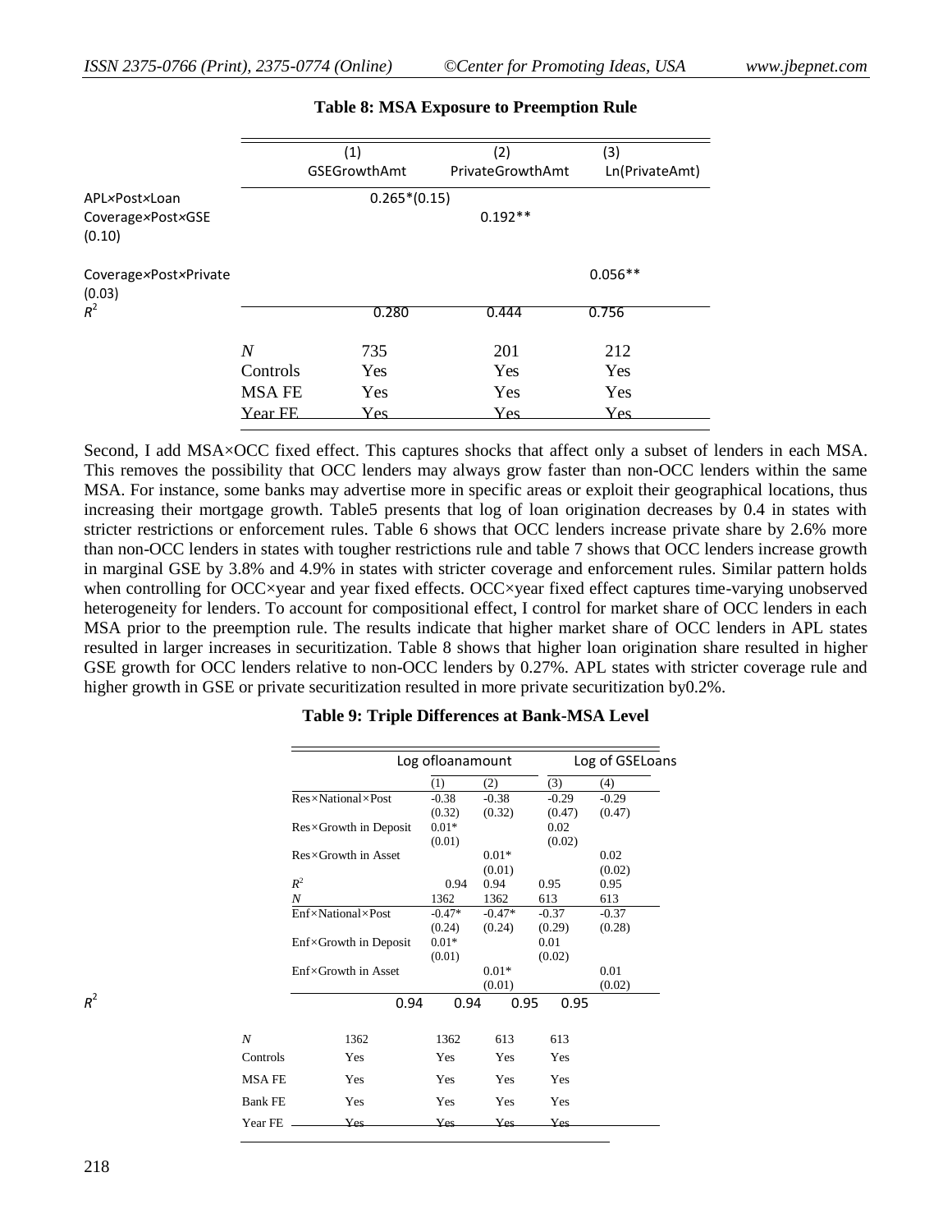**Table 8: MSA Exposure to Preemption Rule**

| | (1) GSEGrowthAmt | (2) PrivateGrowthAmt | (3) Ln(PrivateAmt) |
|---|---|---|---|
| APL×Post×Loan | 0.265*(0.15) | | |
| Coverage×Post×GSE (0.10) | | 0.192** | |
| Coverage×Post×Private (0.03) | | | 0.056** |
| $R^2$ | 0.280 | 0.444 | 0.756 |
| *N* | 735 | 201 | 212 |
| Controls | Yes | Yes | Yes |
| MSA FE | Yes | Yes | Yes |
| Year FE | Yes | Yes | Yes |

Second, I add MSA×OCC fixed effect. This captures shocks that affect only a subset of lenders in each MSA. This removes the possibility that OCC lenders may always grow faster than non-OCC lenders within the same MSA. For instance, some banks may advertise more in specific areas or exploit their geographical locations, thus increasing their mortgage growth. Table5 presents that log of loan origination decreases by 0.4 in states with stricter restrictions or enforcement rules. Table 6 shows that OCC lenders increase private share by 2.6% more than non-OCC lenders in states with tougher restrictions rule and table 7 shows that OCC lenders increase growth in marginal GSE by 3.8% and 4.9% in states with stricter coverage and enforcement rules. Similar pattern holds when controlling for OCC×year and year fixed effects. OCC×year fixed effect captures time-varying unobserved heterogeneity for lenders. To account for compositional effect, I control for market share of OCC lenders in each MSA prior to the preemption rule. The results indicate that higher market share of OCC lenders in APL states resulted in larger increases in securitization. Table 8 shows that higher loan origination share resulted in higher GSE growth for OCC lenders relative to non-OCC lenders by 0.27%. APL states with stricter coverage rule and higher growth in GSE or private securitization resulted in more private securitization by0.2%.

**Table 9: Triple Differences at Bank-MSA Level**

| | Log ofloanamount | | Log of GSELoans | |
|---|---|---|---|---|
| | (1) | (2) | (3) | (4) |
| Res×National×Post | -0.38 | -0.38 | -0.29 | -0.29 |
| | (0.32) | (0.32) | (0.47) | (0.47) |
| Res×Growth in Deposit | 0.01* | | 0.02 | |
| | (0.01) | | (0.02) | |
| Res×Growth in Asset | | 0.01* | | 0.02 |
| | | (0.01) | | (0.02) |
| $R^2$ | 0.94 | 0.94 | 0.95 | 0.95 |
| *N* | 1362 | 1362 | 613 | 613 |
| Enf×National×Post | -0.47* | -0.47* | -0.37 | -0.37 |
| | (0.24) | (0.24) | (0.29) | (0.28) |
| Enf×Growth in Deposit | 0.01* | | 0.01 | |
| | (0.01) | | (0.02) | |
| Enf×Growth in Asset | | 0.01* | | 0.01 |
| | | (0.01) | | (0.02) |
| $R^2$ | 0.94 | 0.94 | 0.95 | 0.95 |
| *N* | 1362 | 1362 | 613 | 613 |
| Controls | Yes | Yes | Yes | Yes |
| MSA FE | Yes | Yes | Yes | Yes |
| Bank FE | Yes | Yes | Yes | Yes |
| Year FE | Yes | Yes | Yes | Yes |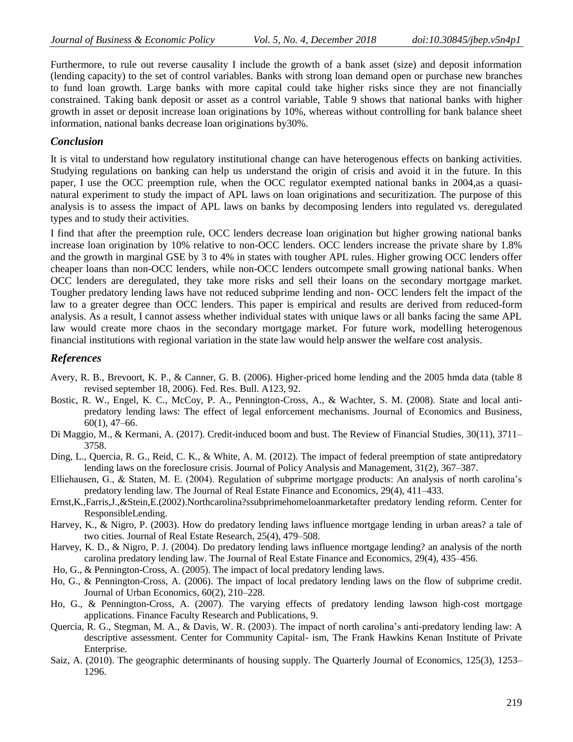Furthermore, to rule out reverse causality I include the growth of a bank asset (size) and deposit information (lending capacity) to the set of control variables. Banks with strong loan demand open or purchase new branches to fund loan growth. Large banks with more capital could take higher risks since they are not financially constrained. Taking bank deposit or asset as a control variable, Table 9 shows that national banks with higher growth in asset or deposit increase loan originations by 10%, whereas without controlling for bank balance sheet information, national banks decrease loan originations by30%.

## *Conclusion*

It is vital to understand how regulatory institutional change can have heterogenous effects on banking activities. Studying regulations on banking can help us understand the origin of crisis and avoid it in the future. In this paper, I use the OCC preemption rule, when the OCC regulator exempted national banks in 2004,as a quasi-natural experiment to study the impact of APL laws on loan originations and securitization. The purpose of this analysis is to assess the impact of APL laws on banks by decomposing lenders into regulated vs. deregulated types and to study their activities.

I find that after the preemption rule, OCC lenders decrease loan origination but higher growing national banks increase loan origination by 10% relative to non-OCC lenders. OCC lenders increase the private share by 1.8% and the growth in marginal GSE by 3 to 4% in states with tougher APL rules. Higher growing OCC lenders offer cheaper loans than non-OCC lenders, while non-OCC lenders outcompete small growing national banks. When OCC lenders are deregulated, they take more risks and sell their loans on the secondary mortgage market. Tougher predatory lending laws have not reduced subprime lending and non- OCC lenders felt the impact of the law to a greater degree than OCC lenders. This paper is empirical and results are derived from reduced-form analysis. As a result, I cannot assess whether individual states with unique laws or all banks facing the same APL law would create more chaos in the secondary mortgage market. For future work, modelling heterogenous financial institutions with regional variation in the state law would help answer the welfare cost analysis.

## *References*

Avery, R. B., Brevoort, K. P., & Canner, G. B. (2006). Higher-priced home lending and the 2005 hmda data (table 8 revised september 18, 2006). Fed. Res. Bull. A123, 92.

Bostic, R. W., Engel, K. C., McCoy, P. A., Pennington-Cross, A., & Wachter, S. M. (2008). State and local anti-predatory lending laws: The effect of legal enforcement mechanisms. Journal of Economics and Business, 60(1), 47–66.

Di Maggio, M., & Kermani, A. (2017). Credit-induced boom and bust. The Review of Financial Studies, 30(11), 3711–3758.

Ding, L., Quercia, R. G., Reid, C. K., & White, A. M. (2012). The impact of federal preemption of state antipredatory lending laws on the foreclosure crisis. Journal of Policy Analysis and Management, 31(2), 367–387.

Elliehausen, G., & Staten, M. E. (2004). Regulation of subprime mortgage products: An analysis of north carolina's predatory lending law. The Journal of Real Estate Finance and Economics, 29(4), 411–433.

Ernst,K.,Farris,J.,&Stein,E.(2002).Northcarolina?ssubprimehomeloanmarketafter predatory lending reform. Center for ResponsibleLending.

Harvey, K., & Nigro, P. (2003). How do predatory lending laws influence mortgage lending in urban areas? a tale of two cities. Journal of Real Estate Research, 25(4), 479–508.

Harvey, K. D., & Nigro, P. J. (2004). Do predatory lending laws influence mortgage lending? an analysis of the north carolina predatory lending law. The Journal of Real Estate Finance and Economics, 29(4), 435–456.

Ho, G., & Pennington-Cross, A. (2005). The impact of local predatory lending laws.

Ho, G., & Pennington-Cross, A. (2006). The impact of local predatory lending laws on the flow of subprime credit. Journal of Urban Economics, 60(2), 210–228.

Ho, G., & Pennington-Cross, A. (2007). The varying effects of predatory lending lawson high-cost mortgage applications. Finance Faculty Research and Publications, 9.

Quercia, R. G., Stegman, M. A., & Davis, W. R. (2003). The impact of north carolina's anti-predatory lending law: A descriptive assessment. Center for Community Capital- ism, The Frank Hawkins Kenan Institute of Private Enterprise.

Saiz, A. (2010). The geographic determinants of housing supply. The Quarterly Journal of Economics, 125(3), 1253–1296.